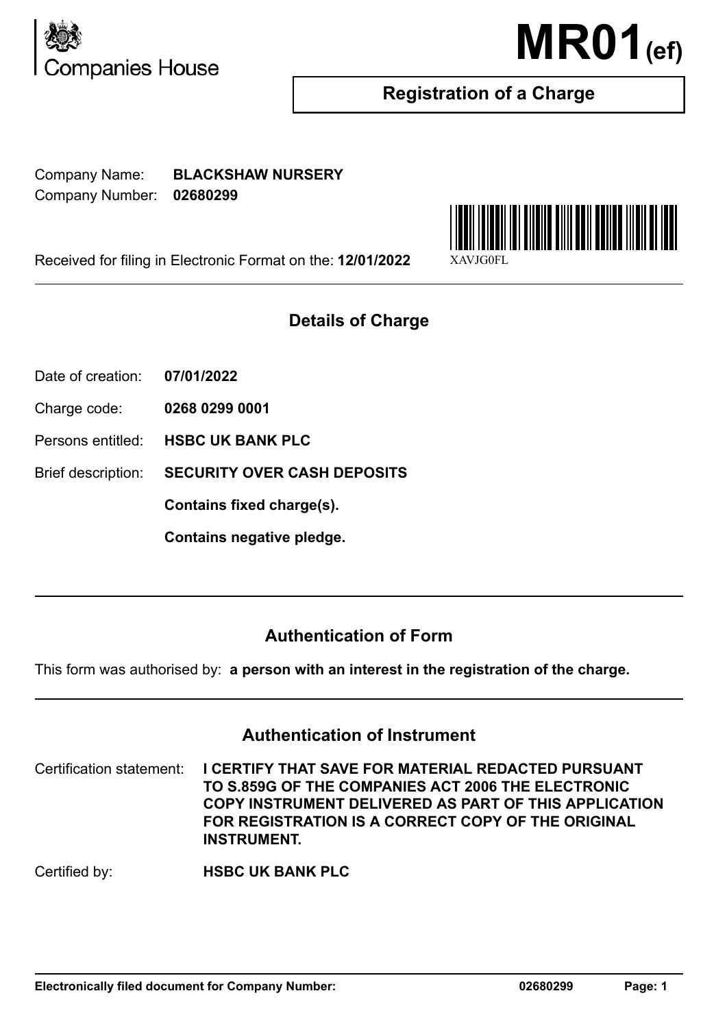Companies House

# MR01(ef)

## Registration of a Charge

Company Name: **BLACKSHAW NURSERY**
Company Number: **02680299**

Received for filing in Electronic Format on the: **12/01/2022**

XAVJG0FL

## Details of Charge

Date of creation: **07/01/2022**

Charge code: **0268 0299 0001**

Persons entitled: **HSBC UK BANK PLC**

Brief description: **SECURITY OVER CASH DEPOSITS**

**Contains fixed charge(s).**

**Contains negative pledge.**

## Authentication of Form

This form was authorised by: **a person with an interest in the registration of the charge.**

## Authentication of Instrument

Certification statement: **I CERTIFY THAT SAVE FOR MATERIAL REDACTED PURSUANT TO S.859G OF THE COMPANIES ACT 2006 THE ELECTRONIC COPY INSTRUMENT DELIVERED AS PART OF THIS APPLICATION FOR REGISTRATION IS A CORRECT COPY OF THE ORIGINAL INSTRUMENT.**

Certified by: **HSBC UK BANK PLC**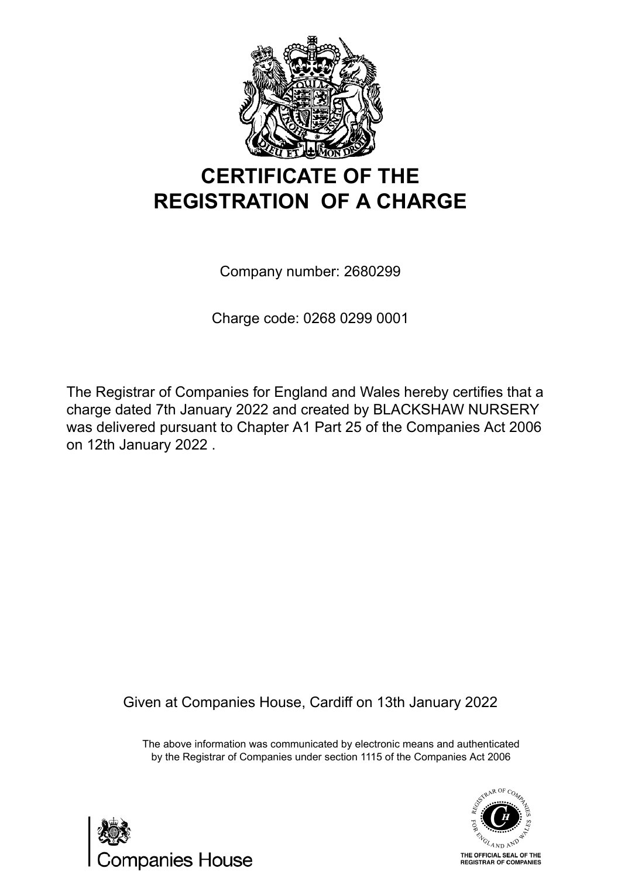# CERTIFICATE OF THE REGISTRATION OF A CHARGE

Company number: 2680299

Charge code: 0268 0299 0001

The Registrar of Companies for England and Wales hereby certifies that a charge dated 7th January 2022 and created by BLACKSHAW NURSERY was delivered pursuant to Chapter A1 Part 25 of the Companies Act 2006 on 12th January 2022 .

Given at Companies House, Cardiff on 13th January 2022

The above information was communicated by electronic means and authenticated by the Registrar of Companies under section 1115 of the Companies Act 2006

Companies House

THE OFFICIAL SEAL OF THE REGISTRAR OF COMPANIES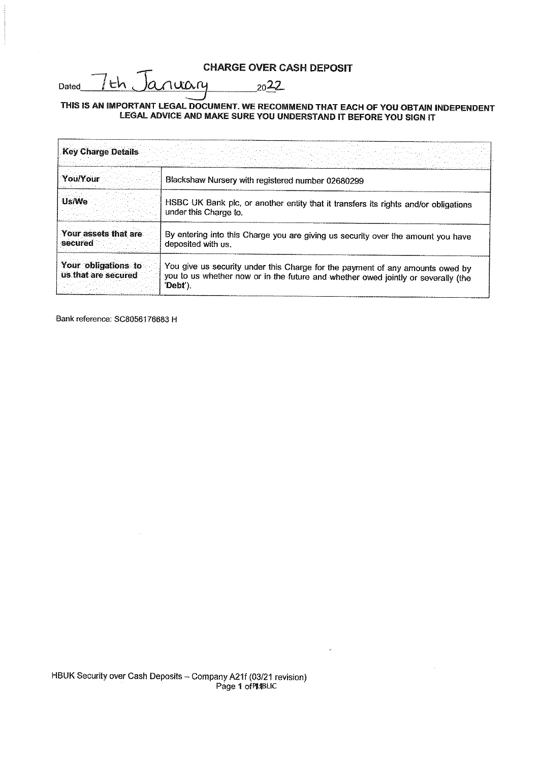# CHARGE OVER CASH DEPOSIT

Dated 7th January 2022

**THIS IS AN IMPORTANT LEGAL DOCUMENT. WE RECOMMEND THAT EACH OF YOU OBTAIN INDEPENDENT LEGAL ADVICE AND MAKE SURE YOU UNDERSTAND IT BEFORE YOU SIGN IT**

| **Key Charge Details** | |
|---|---|
| **You/Your** | Blackshaw Nursery with registered number 02680299 |
| **Us/We** | HSBC UK Bank plc, or another entity that it transfers its rights and/or obligations under this Charge to. |
| **Your assets that are secured** | By entering into this Charge you are giving us security over the amount you have deposited with us. |
| **Your obligations to us that are secured** | You give us security under this Charge for the payment of any amounts owed by you to us whether now or in the future and whether owed jointly or severally (the '**Debt**'). |

Bank reference: SC8056176683 H

HBUK Security over Cash Deposits – Company A21f (03/21 revision)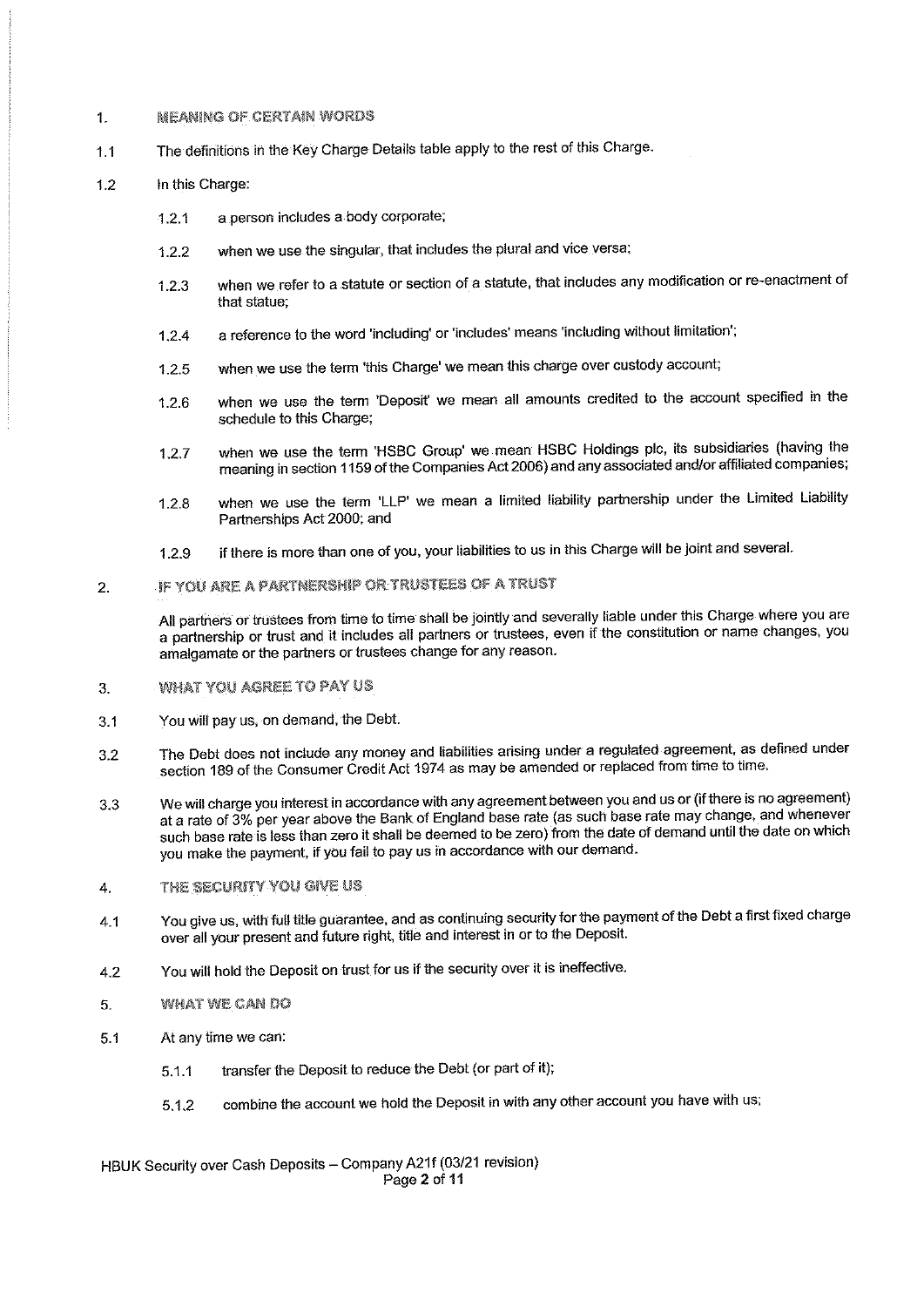## 1. MEANING OF CERTAIN WORDS

1.1 The definitions in the Key Charge Details table apply to the rest of this Charge.

1.2 In this Charge:

1.2.1 a person includes a body corporate;

1.2.2 when we use the singular, that includes the plural and vice versa;

1.2.3 when we refer to a statute or section of a statute, that includes any modification or re-enactment of that statue;

1.2.4 a reference to the word 'including' or 'includes' means 'including without limitation';

1.2.5 when we use the term 'this Charge' we mean this charge over custody account;

1.2.6 when we use the term 'Deposit' we mean all amounts credited to the account specified in the schedule to this Charge;

1.2.7 when we use the term 'HSBC Group' we mean HSBC Holdings plc, its subsidiaries (having the meaning in section 1159 of the Companies Act 2006) and any associated and/or affiliated companies;

1.2.8 when we use the term 'LLP' we mean a limited liability partnership under the Limited Liability Partnerships Act 2000; and

1.2.9 if there is more than one of you, your liabilities to us in this Charge will be joint and several.

## 2. IF YOU ARE A PARTNERSHIP OR TRUSTEES OF A TRUST

All partners or trustees from time to time shall be jointly and severally liable under this Charge where you are a partnership or trust and it includes all partners or trustees, even if the constitution or name changes, you amalgamate or the partners or trustees change for any reason.

## 3. WHAT YOU AGREE TO PAY US

3.1 You will pay us, on demand, the Debt.

3.2 The Debt does not include any money and liabilities arising under a regulated agreement, as defined under section 189 of the Consumer Credit Act 1974 as may be amended or replaced from time to time.

3.3 We will charge you interest in accordance with any agreement between you and us or (if there is no agreement) at a rate of 3% per year above the Bank of England base rate (as such base rate may change, and whenever such base rate is less than zero it shall be deemed to be zero) from the date of demand until the date on which you make the payment, if you fail to pay us in accordance with our demand.

## 4. THE SECURITY YOU GIVE US

4.1 You give us, with full title guarantee, and as continuing security for the payment of the Debt a first fixed charge over all your present and future right, title and interest in or to the Deposit.

4.2 You will hold the Deposit on trust for us if the security over it is ineffective.

## 5. WHAT WE CAN DO

5.1 At any time we can:

5.1.1 transfer the Deposit to reduce the Debt (or part of it);

5.1.2 combine the account we hold the Deposit in with any other account you have with us;

HBUK Security over Cash Deposits – Company A21f (03/21 revision)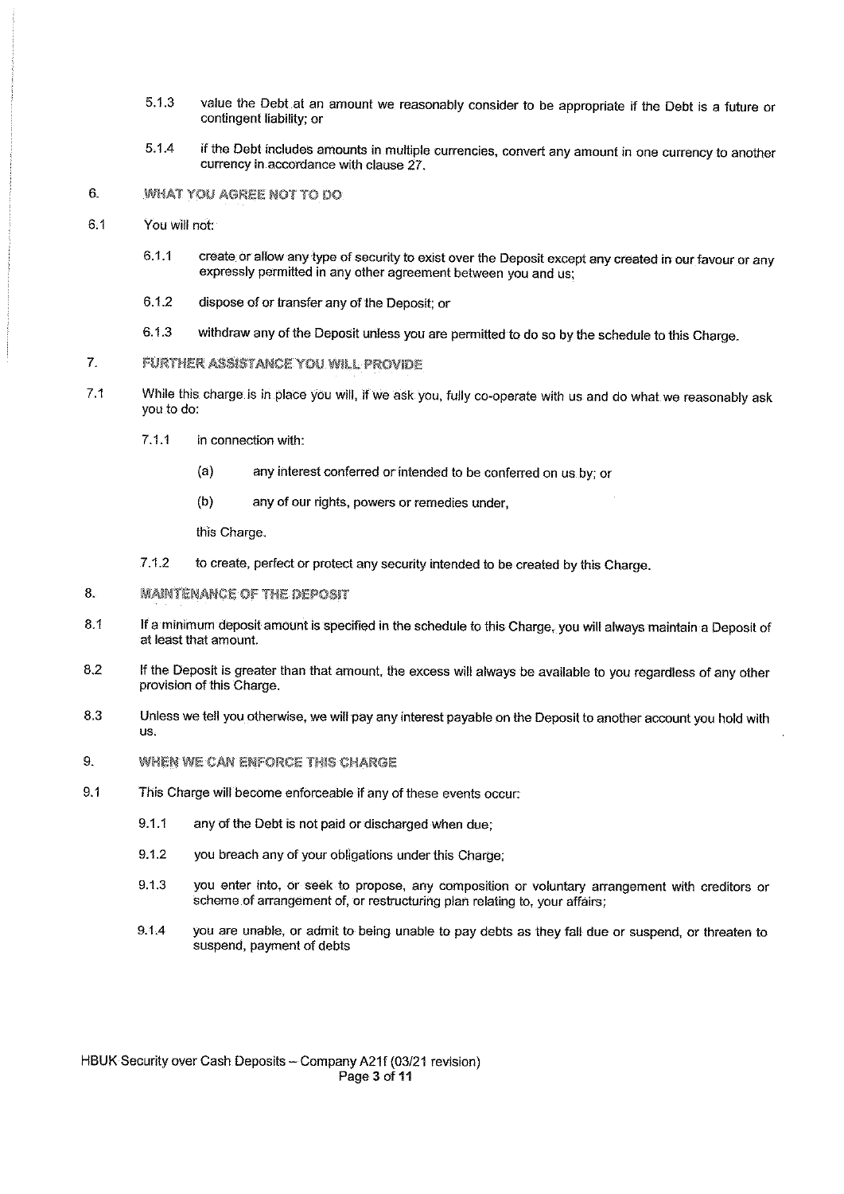5.1.3 value the Debt at an amount we reasonably consider to be appropriate if the Debt is a future or contingent liability; or

5.1.4 if the Debt includes amounts in multiple currencies, convert any amount in one currency to another currency in accordance with clause 27.

## 6. WHAT YOU AGREE NOT TO DO

6.1 You will not:

6.1.1 create or allow any type of security to exist over the Deposit except any created in our favour or any expressly permitted in any other agreement between you and us;

6.1.2 dispose of or transfer any of the Deposit; or

6.1.3 withdraw any of the Deposit unless you are permitted to do so by the schedule to this Charge.

## 7. FURTHER ASSISTANCE YOU WILL PROVIDE

7.1 While this charge is in place you will, if we ask you, fully co-operate with us and do what we reasonably ask you to do:

7.1.1 in connection with:

(a) any interest conferred or intended to be conferred on us by; or

(b) any of our rights, powers or remedies under,

this Charge.

7.1.2 to create, perfect or protect any security intended to be created by this Charge.

## 8. MAINTENANCE OF THE DEPOSIT

8.1 If a minimum deposit amount is specified in the schedule to this Charge, you will always maintain a Deposit of at least that amount.

8.2 If the Deposit is greater than that amount, the excess will always be available to you regardless of any other provision of this Charge.

8.3 Unless we tell you otherwise, we will pay any interest payable on the Deposit to another account you hold with us.

## 9. WHEN WE CAN ENFORCE THIS CHARGE

9.1 This Charge will become enforceable if any of these events occur:

9.1.1 any of the Debt is not paid or discharged when due;

9.1.2 you breach any of your obligations under this Charge;

9.1.3 you enter into, or seek to propose, any composition or voluntary arrangement with creditors or scheme of arrangement of, or restructuring plan relating to, your affairs;

9.1.4 you are unable, or admit to being unable to pay debts as they fall due or suspend, or threaten to suspend, payment of debts

HBUK Security over Cash Deposits – Company A21f (03/21 revision)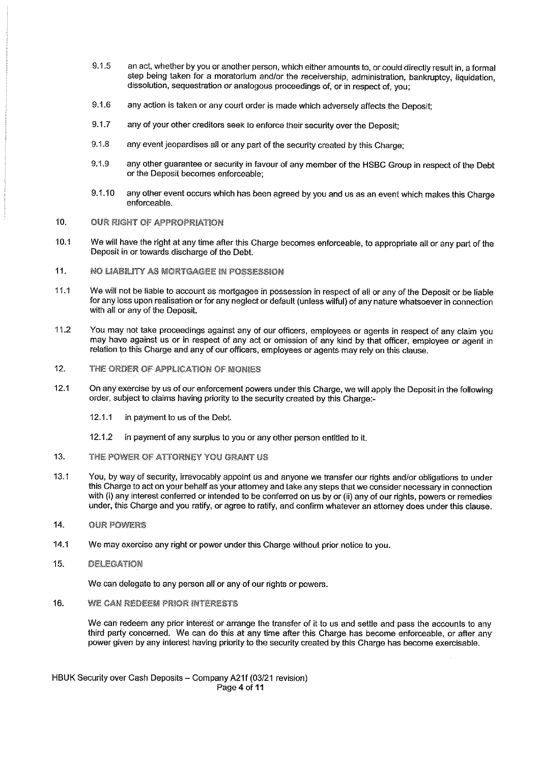9.1.5 an act, whether by you or another person, which either amounts to, or could directly result in, a formal step being taken for a moratorium and/or the receivership, administration, bankruptcy, liquidation, dissolution, sequestration or analogous proceedings of, or in respect of, you;

9.1.6 any action is taken or any court order is made which adversely affects the Deposit;

9.1.7 any of your other creditors seek to enforce their security over the Deposit;

9.1.8 any event jeopardises all or any part of the security created by this Charge;

9.1.9 any other guarantee or security in favour of any member of the HSBC Group in respect of the Debt or the Deposit becomes enforceable;

9.1.10 any other event occurs which has been agreed by you and us as an event which makes this Charge enforceable.

## 10. OUR RIGHT OF APPROPRIATION

10.1 We will have the right at any time after this Charge becomes enforceable, to appropriate all or any part of the Deposit in or towards discharge of the Debt.

## 11. NO LIABILITY AS MORTGAGEE IN POSSESSION

11.1 We will not be liable to account as mortgagee in possession in respect of all or any of the Deposit or be liable for any loss upon realisation or for any neglect or default (unless wilful) of any nature whatsoever in connection with all or any of the Deposit.

11.2 You may not take proceedings against any of our officers, employees or agents in respect of any claim you may have against us or in respect of any act or omission of any kind by that officer, employee or agent in relation to this Charge and any of our officers, employees or agents may rely on this clause.

## 12. THE ORDER OF APPLICATION OF MONIES

12.1 On any exercise by us of our enforcement powers under this Charge, we will apply the Deposit in the following order, subject to claims having priority to the security created by this Charge:-

12.1.1 in payment to us of the Debt.

12.1.2 in payment of any surplus to you or any other person entitled to it.

## 13. THE POWER OF ATTORNEY YOU GRANT US

13.1 You, by way of security, irrevocably appoint us and anyone we transfer our rights and/or obligations to under this Charge to act on your behalf as your attorney and take any steps that we consider necessary in connection with (i) any interest conferred or intended to be conferred on us by or (ii) any of our rights, powers or remedies under, this Charge and you ratify, or agree to ratify, and confirm whatever an attorney does under this clause.

## 14. OUR POWERS

14.1 We may exercise any right or power under this Charge without prior notice to you.

## 15. DELEGATION

We can delegate to any person all or any of our rights or powers.

## 16. WE CAN REDEEM PRIOR INTERESTS

We can redeem any prior interest or arrange the transfer of it to us and settle and pass the accounts to any third party concerned. We can do this at any time after this Charge has become enforceable, or after any power given by any interest having priority to the security created by this Charge has become exercisable.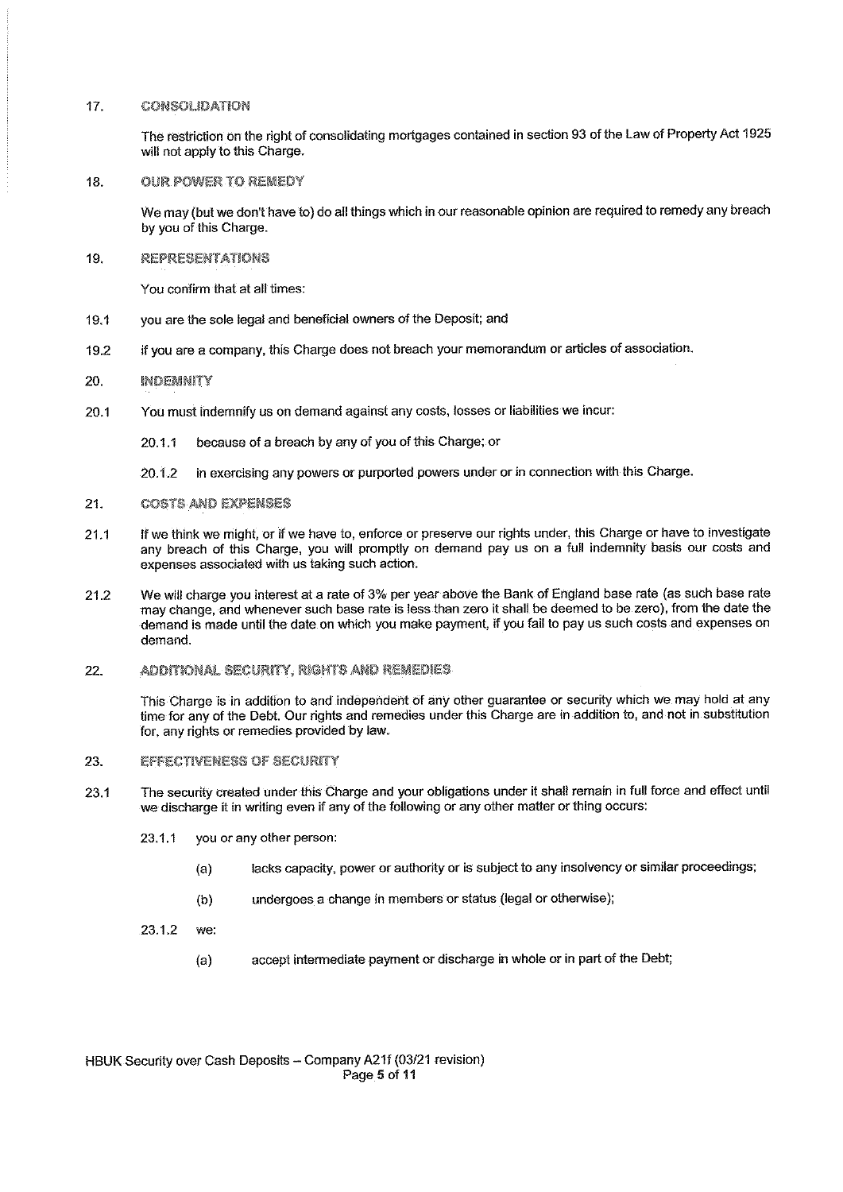## 17. CONSOLIDATION

The restriction on the right of consolidating mortgages contained in section 93 of the Law of Property Act 1925 will not apply to this Charge.

## 18. OUR POWER TO REMEDY

We may (but we don't have to) do all things which in our reasonable opinion are required to remedy any breach by you of this Charge.

## 19. REPRESENTATIONS

You confirm that at all times:

19.1 you are the sole legal and beneficial owners of the Deposit; and

19.2 if you are a company, this Charge does not breach your memorandum or articles of association.

## 20. INDEMNITY

20.1 You must indemnify us on demand against any costs, losses or liabilities we incur:

20.1.1 because of a breach by any of you of this Charge; or

20.1.2 in exercising any powers or purported powers under or in connection with this Charge.

## 21. COSTS AND EXPENSES

21.1 If we think we might, or if we have to, enforce or preserve our rights under, this Charge or have to investigate any breach of this Charge, you will promptly on demand pay us on a full indemnity basis our costs and expenses associated with us taking such action.

21.2 We will charge you interest at a rate of 3% per year above the Bank of England base rate (as such base rate may change, and whenever such base rate is less than zero it shall be deemed to be zero), from the date the demand is made until the date on which you make payment, if you fail to pay us such costs and expenses on demand.

## 22. ADDITIONAL SECURITY, RIGHTS AND REMEDIES

This Charge is in addition to and independent of any other guarantee or security which we may hold at any time for any of the Debt. Our rights and remedies under this Charge are in addition to, and not in substitution for, any rights or remedies provided by law.

## 23. EFFECTIVENESS OF SECURITY

23.1 The security created under this Charge and your obligations under it shall remain in full force and effect until we discharge it in writing even if any of the following or any other matter or thing occurs:

23.1.1 you or any other person:

(a) lacks capacity, power or authority or is subject to any insolvency or similar proceedings;

(b) undergoes a change in members or status (legal or otherwise);

23.1.2 we:

(a) accept intermediate payment or discharge in whole or in part of the Debt;

HBUK Security over Cash Deposits – Company A21f (03/21 revision)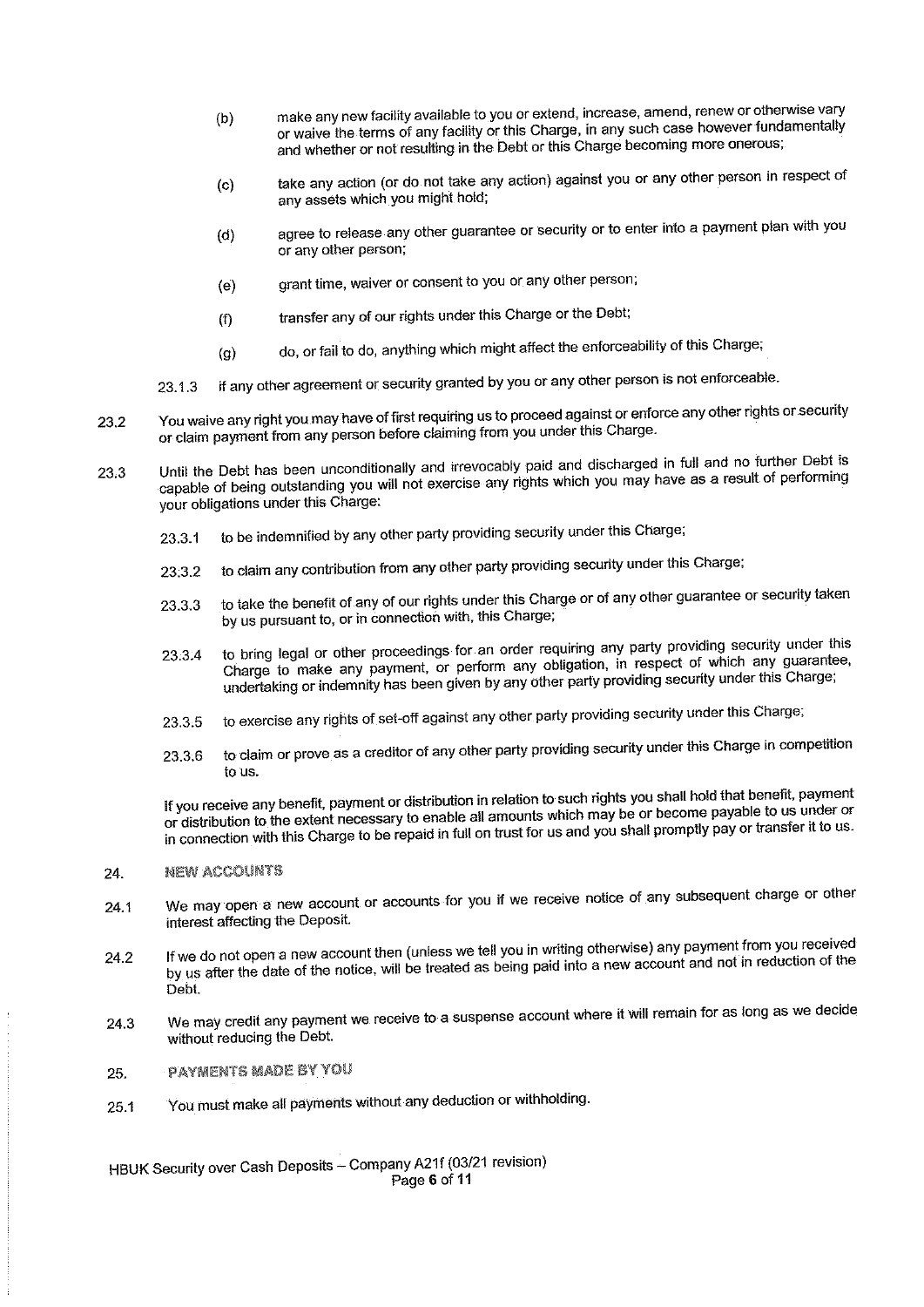(b) make any new facility available to you or extend, increase, amend, renew or otherwise vary or waive the terms of any facility or this Charge, in any such case however fundamentally and whether or not resulting in the Debt or this Charge becoming more onerous;

(c) take any action (or do not take any action) against you or any other person in respect of any assets which you might hold;

(d) agree to release any other guarantee or security or to enter into a payment plan with you or any other person;

(e) grant time, waiver or consent to you or any other person;

(f) transfer any of our rights under this Charge or the Debt;

(g) do, or fail to do, anything which might affect the enforceability of this Charge;

23.1.3 if any other agreement or security granted by you or any other person is not enforceable.

23.2 You waive any right you may have of first requiring us to proceed against or enforce any other rights or security or claim payment from any person before claiming from you under this Charge.

23.3 Until the Debt has been unconditionally and irrevocably paid and discharged in full and no further Debt is capable of being outstanding you will not exercise any rights which you may have as a result of performing your obligations under this Charge:

23.3.1 to be indemnified by any other party providing security under this Charge;

23.3.2 to claim any contribution from any other party providing security under this Charge;

23.3.3 to take the benefit of any of our rights under this Charge or of any other guarantee or security taken by us pursuant to, or in connection with, this Charge;

23.3.4 to bring legal or other proceedings for an order requiring any party providing security under this Charge to make any payment, or perform any obligation, in respect of which any guarantee, undertaking or indemnity has been given by any other party providing security under this Charge;

23.3.5 to exercise any rights of set-off against any other party providing security under this Charge;

23.3.6 to claim or prove as a creditor of any other party providing security under this Charge in competition to us.

If you receive any benefit, payment or distribution in relation to such rights you shall hold that benefit, payment or distribution to the extent necessary to enable all amounts which may be or become payable to us under or in connection with this Charge to be repaid in full on trust for us and you shall promptly pay or transfer it to us.

## 24. NEW ACCOUNTS

24.1 We may open a new account or accounts for you if we receive notice of any subsequent charge or other interest affecting the Deposit.

24.2 If we do not open a new account then (unless we tell you in writing otherwise) any payment from you received by us after the date of the notice, will be treated as being paid into a new account and not in reduction of the Debt.

24.3 We may credit any payment we receive to a suspense account where it will remain for as long as we decide without reducing the Debt.

## 25. PAYMENTS MADE BY YOU

25.1 You must make all payments without any deduction or withholding.

HBUK Security over Cash Deposits – Company A21f (03/21 revision)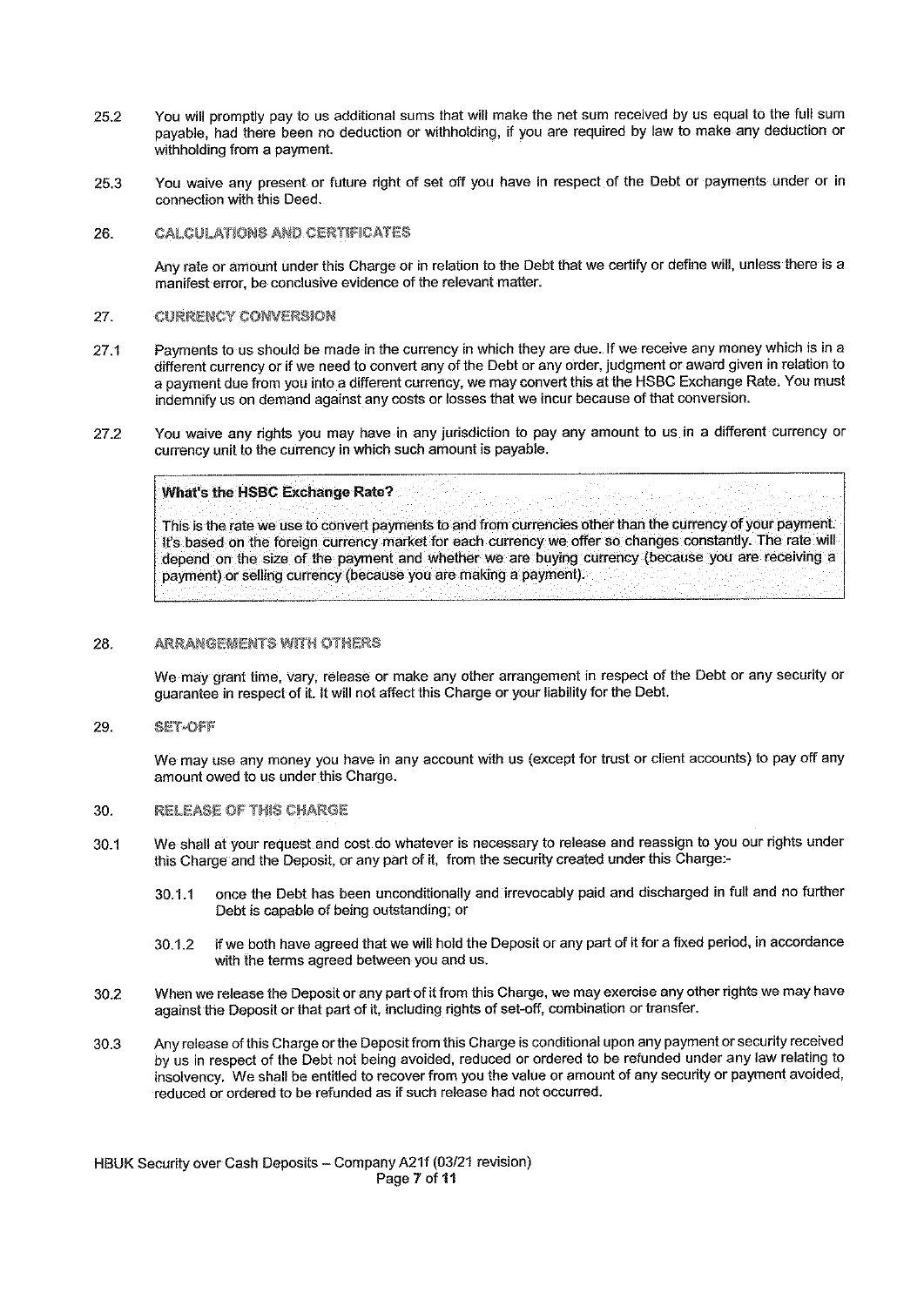25.2 You will promptly pay to us additional sums that will make the net sum received by us equal to the full sum payable, had there been no deduction or withholding, if you are required by law to make any deduction or withholding from a payment.

25.3 You waive any present or future right of set off you have in respect of the Debt or payments under or in connection with this Deed.

## 26. CALCULATIONS AND CERTIFICATES

Any rate or amount under this Charge or in relation to the Debt that we certify or define will, unless there is a manifest error, be conclusive evidence of the relevant matter.

## 27. CURRENCY CONVERSION

27.1 Payments to us should be made in the currency in which they are due. If we receive any money which is in a different currency or if we need to convert any of the Debt or any order, judgment or award given in relation to a payment due from you into a different currency, we may convert this at the HSBC Exchange Rate. You must indemnify us on demand against any costs or losses that we incur because of that conversion.

27.2 You waive any rights you may have in any jurisdiction to pay any amount to us in a different currency or currency unit to the currency in which such amount is payable.

> **What's the HSBC Exchange Rate?**
>
> This is the rate we use to convert payments to and from currencies other than the currency of your payment. It's based on the foreign currency market for each currency we offer so changes constantly. The rate will depend on the size of the payment and whether we are buying currency (because you are receiving a payment) or selling currency (because you are making a payment).

## 28. ARRANGEMENTS WITH OTHERS

We may grant time, vary, release or make any other arrangement in respect of the Debt or any security or guarantee in respect of it. It will not affect this Charge or your liability for the Debt.

## 29. SET-OFF

We may use any money you have in any account with us (except for trust or client accounts) to pay off any amount owed to us under this Charge.

## 30. RELEASE OF THIS CHARGE

30.1 We shall at your request and cost do whatever is necessary to release and reassign to you our rights under this Charge and the Deposit, or any part of it, from the security created under this Charge:-

- 30.1.1 once the Debt has been unconditionally and irrevocably paid and discharged in full and no further Debt is capable of being outstanding; or
- 30.1.2 if we both have agreed that we will hold the Deposit or any part of it for a fixed period, in accordance with the terms agreed between you and us.

30.2 When we release the Deposit or any part of it from this Charge, we may exercise any other rights we may have against the Deposit or that part of it, including rights of set-off, combination or transfer.

30.3 Any release of this Charge or the Deposit from this Charge is conditional upon any payment or security received by us in respect of the Debt not being avoided, reduced or ordered to be refunded under any law relating to insolvency. We shall be entitled to recover from you the value or amount of any security or payment avoided, reduced or ordered to be refunded as if such release had not occurred.

HBUK Security over Cash Deposits – Company A21f (03/21 revision)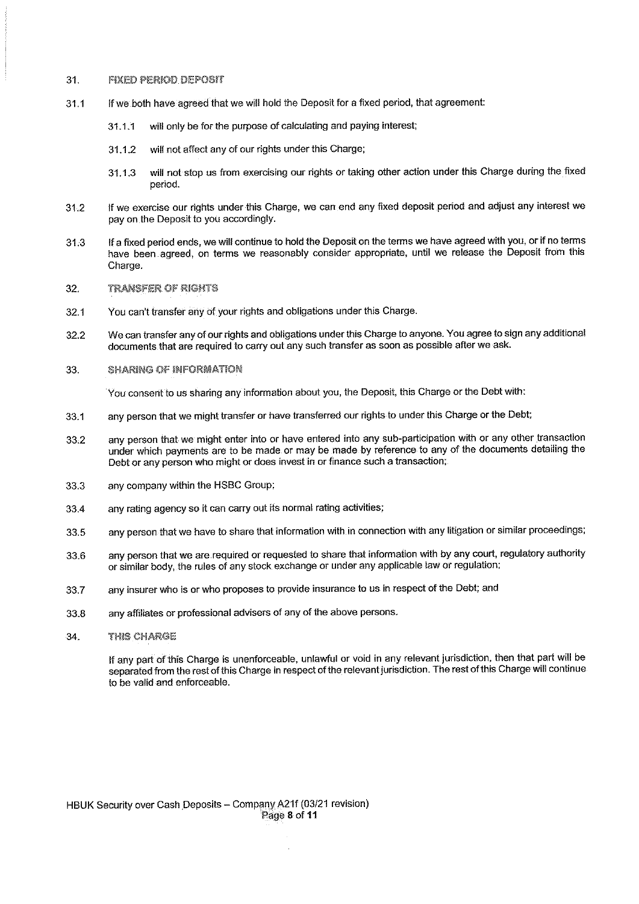## 31. FIXED PERIOD DEPOSIT

31.1 If we both have agreed that we will hold the Deposit for a fixed period, that agreement:

- 31.1.1 will only be for the purpose of calculating and paying interest;
- 31.1.2 will not affect any of our rights under this Charge;
- 31.1.3 will not stop us from exercising our rights or taking other action under this Charge during the fixed period.

31.2 If we exercise our rights under this Charge, we can end any fixed deposit period and adjust any interest we pay on the Deposit to you accordingly.

31.3 If a fixed period ends, we will continue to hold the Deposit on the terms we have agreed with you, or if no terms have been agreed, on terms we reasonably consider appropriate, until we release the Deposit from this Charge.

## 32. TRANSFER OF RIGHTS

32.1 You can't transfer any of your rights and obligations under this Charge.

32.2 We can transfer any of our rights and obligations under this Charge to anyone. You agree to sign any additional documents that are required to carry out any such transfer as soon as possible after we ask.

## 33. SHARING OF INFORMATION

You consent to us sharing any information about you, the Deposit, this Charge or the Debt with:

33.1 any person that we might transfer or have transferred our rights to under this Charge or the Debt;

33.2 any person that we might enter into or have entered into any sub-participation with or any other transaction under which payments are to be made or may be made by reference to any of the documents detailing the Debt or any person who might or does invest in or finance such a transaction;

33.3 any company within the HSBC Group;

33.4 any rating agency so it can carry out its normal rating activities;

33.5 any person that we have to share that information with in connection with any litigation or similar proceedings;

33.6 any person that we are required or requested to share that information with by any court, regulatory authority or similar body, the rules of any stock exchange or under any applicable law or regulation;

33.7 any insurer who is or who proposes to provide insurance to us in respect of the Debt; and

33.8 any affiliates or professional advisers of any of the above persons.

## 34. THIS CHARGE

If any part of this Charge is unenforceable, unlawful or void in any relevant jurisdiction, then that part will be separated from the rest of this Charge in respect of the relevant jurisdiction. The rest of this Charge will continue to be valid and enforceable.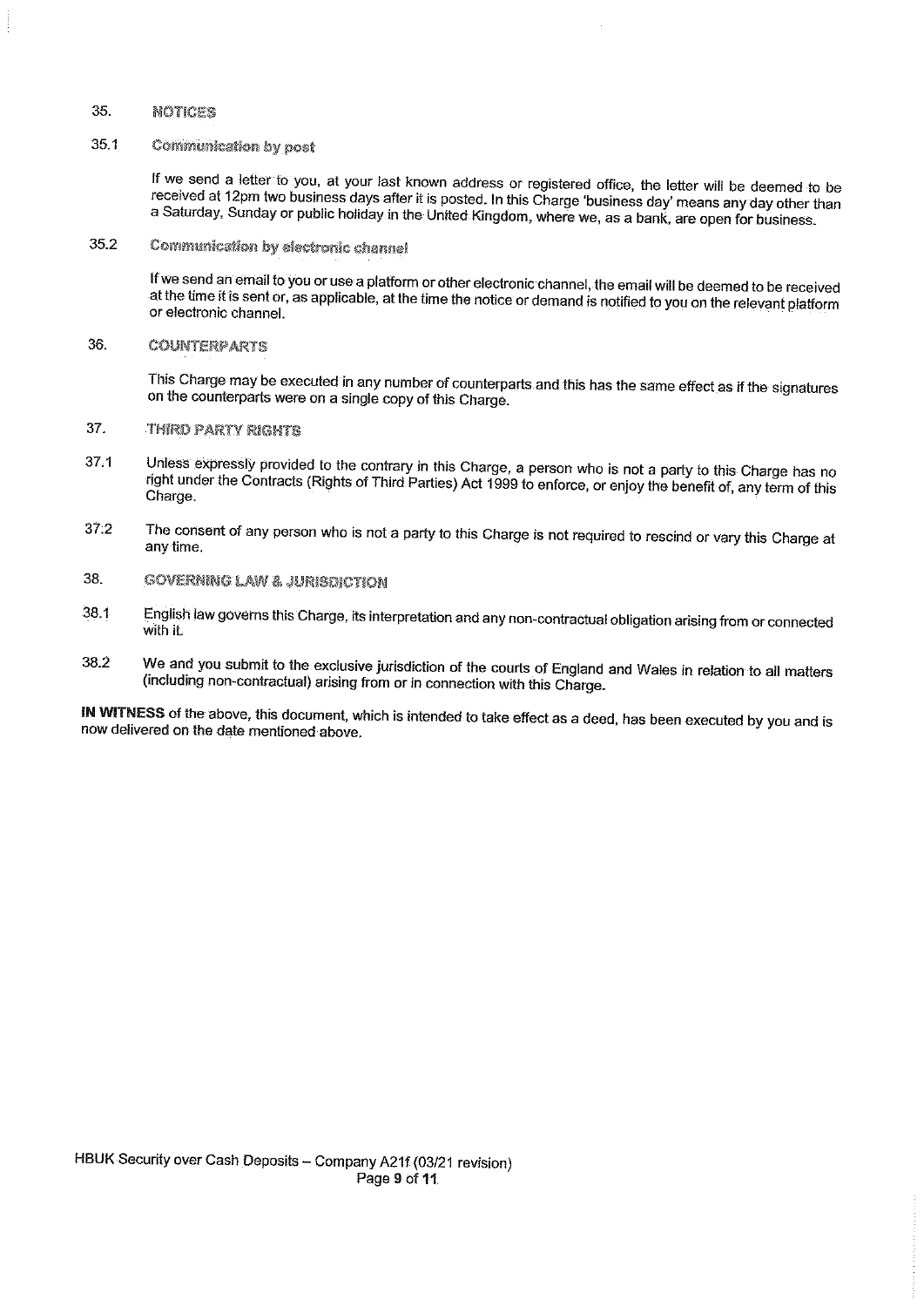## 35. NOTICES

### 35.1 Communication by post

If we send a letter to you, at your last known address or registered office, the letter will be deemed to be received at 12pm two business days after it is posted. In this Charge 'business day' means any day other than a Saturday, Sunday or public holiday in the United Kingdom, where we, as a bank, are open for business.

### 35.2 Communication by electronic channel

If we send an email to you or use a platform or other electronic channel, the email will be deemed to be received at the time it is sent or, as applicable, at the time the notice or demand is notified to you on the relevant platform or electronic channel.

## 36. COUNTERPARTS

This Charge may be executed in any number of counterparts and this has the same effect as if the signatures on the counterparts were on a single copy of this Charge.

## 37. THIRD PARTY RIGHTS

37.1 Unless expressly provided to the contrary in this Charge, a person who is not a party to this Charge has no right under the Contracts (Rights of Third Parties) Act 1999 to enforce, or enjoy the benefit of, any term of this Charge.

37.2 The consent of any person who is not a party to this Charge is not required to rescind or vary this Charge at any time.

## 38. GOVERNING LAW & JURISDICTION

38.1 English law governs this Charge, its interpretation and any non-contractual obligation arising from or connected with it.

38.2 We and you submit to the exclusive jurisdiction of the courts of England and Wales in relation to all matters (including non-contractual) arising from or in connection with this Charge.

**IN WITNESS** of the above, this document, which is intended to take effect as a deed, has been executed by you and is now delivered on the date mentioned above.

HBUK Security over Cash Deposits – Company A21f (03/21 revision)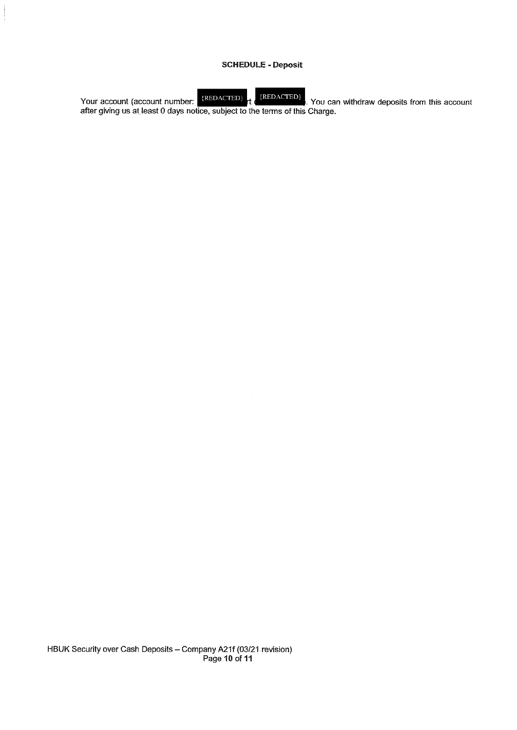**SCHEDULE - Deposit**

Your account (account number: {REDACTED} at {REDACTED}). You can withdraw deposits from this account after giving us at least 0 days notice, subject to the terms of this Charge.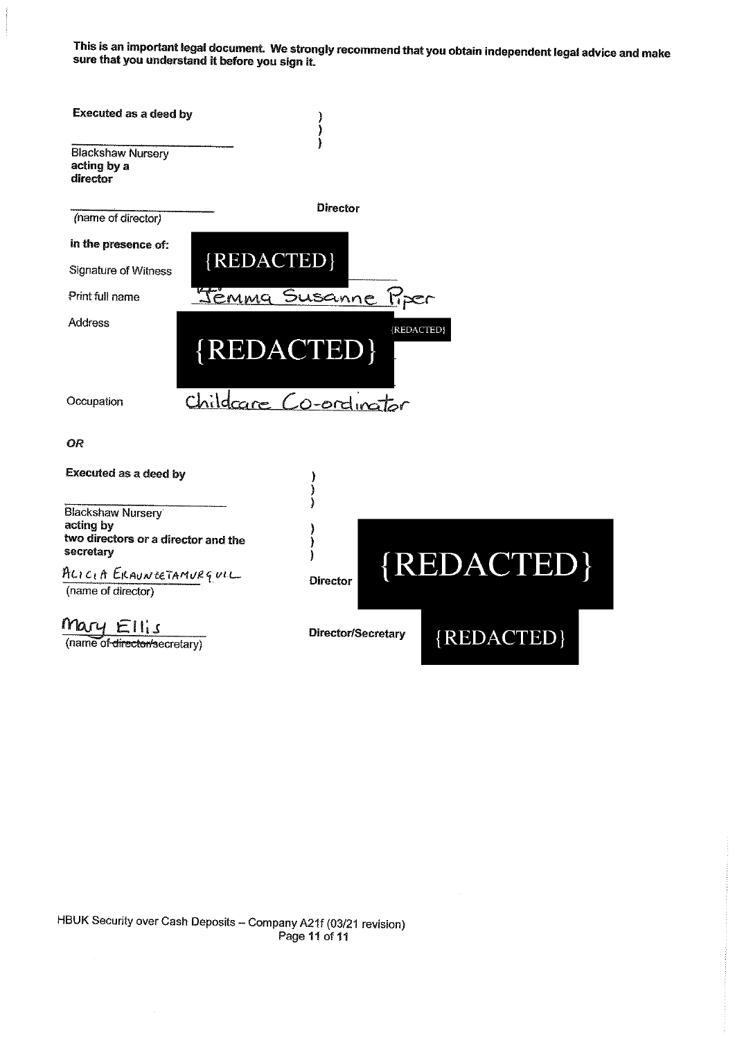**This is an important legal document. We strongly recommend that you obtain independent legal advice and make sure that you understand it before you sign it.**

**Executed as a deed by** )
)
\_\_\_\_\_\_\_\_\_\_\_\_\_\_\_\_\_\_\_\_\_\_\_\_ )
Blackshaw Nursery
**acting by a director**

\_\_\_\_\_\_\_\_\_\_\_\_\_\_\_\_\_\_\_\_\_\_\_\_ **Director**
*(name of director)*

**in the presence of:**

Signature of Witness {REDACTED}

Print full name Jemma Susanne Piper

Address {REDACTED} {REDACTED}

Occupation Childcare Co-ordinator

***OR***

**Executed as a deed by** )
)
\_\_\_\_\_\_\_\_\_\_\_\_\_\_\_\_\_\_\_\_\_\_\_\_ )
Blackshaw Nursery
**acting by two directors or a director and the secretary** )
)
)

ALICIA ERAUNCETAMURGUIL **Director** {REDACTED}
(name of director)

Mary Ellis **Director/Secretary** {REDACTED}
(name of ~~director/~~secretary)

HBUK Security over Cash Deposits – Company A21f (03/21 revision)